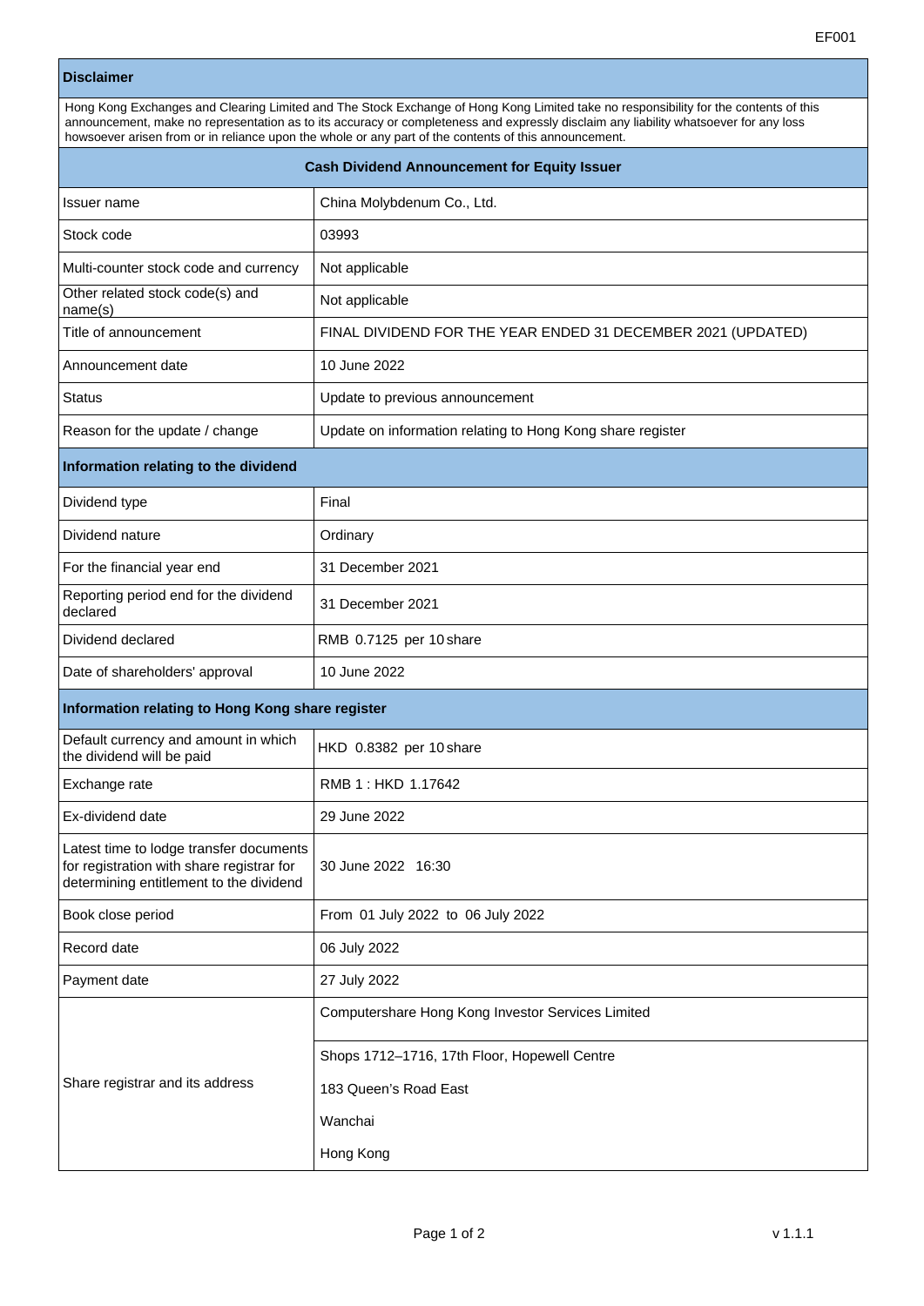EF001

## Disclaimer

Hong Kong Exchanges and Clearing Limited and The Stock Exchange of Hong Kong Limited take no responsibility for the contents of this announcement, make no representation as to its accuracy or completeness and expressly disclaim any liability whatsoever for any loss howsoever arisen from or in reliance upon the whole or any part of the contents of this announcement.

## Cash Dividend Announcement for Equity Issuer

| | |
|---|---|
| Issuer name | China Molybdenum Co., Ltd. |
| Stock code | 03993 |
| Multi-counter stock code and currency | Not applicable |
| Other related stock code(s) and name(s) | Not applicable |
| Title of announcement | FINAL DIVIDEND FOR THE YEAR ENDED 31 DECEMBER 2021 (UPDATED) |
| Announcement date | 10 June 2022 |
| Status | Update to previous announcement |
| Reason for the update / change | Update on information relating to Hong Kong share register |

### Information relating to the dividend

| | |
|---|---|
| Dividend type | Final |
| Dividend nature | Ordinary |
| For the financial year end | 31 December 2021 |
| Reporting period end for the dividend declared | 31 December 2021 |
| Dividend declared | RMB 0.7125 per 10 share |
| Date of shareholders' approval | 10 June 2022 |

### Information relating to Hong Kong share register

| | |
|---|---|
| Default currency and amount in which the dividend will be paid | HKD 0.8382 per 10 share |
| Exchange rate | RMB 1 : HKD 1.17642 |
| Ex-dividend date | 29 June 2022 |
| Latest time to lodge transfer documents for registration with share registrar for determining entitlement to the dividend | 30 June 2022 16:30 |
| Book close period | From 01 July 2022 to 06 July 2022 |
| Record date | 06 July 2022 |
| Payment date | 27 July 2022 |
| Share registrar and its address | Computershare Hong Kong Investor Services Limited<br>Shops 1712–1716, 17th Floor, Hopewell Centre<br>183 Queen's Road East<br>Wanchai<br>Hong Kong |

v 1.1.1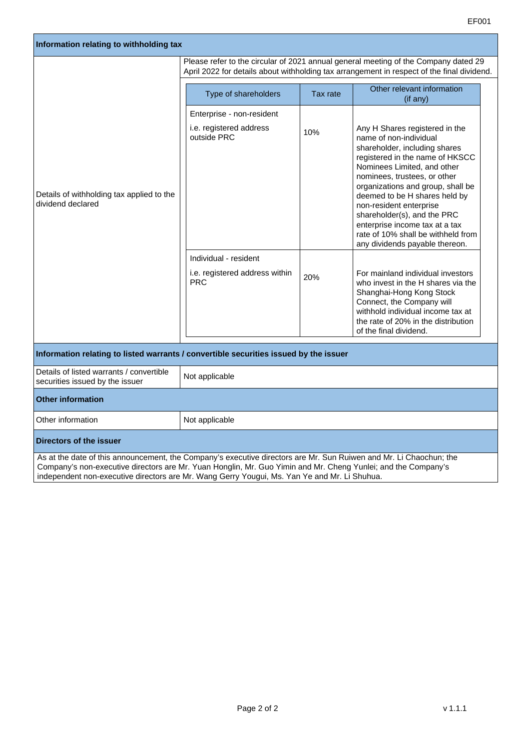EF001

## Information relating to withholding tax

**Details of withholding tax applied to the dividend declared**

Please refer to the circular of 2021 annual general meeting of the Company dated 29 April 2022 for details about withholding tax arrangement in respect of the final dividend.

| Type of shareholders | Tax rate | Other relevant information (if any) |
|---|---|---|
| Enterprise - non-resident<br>i.e. registered address outside PRC | 10% | Any H Shares registered in the name of non-individual shareholder, including shares registered in the name of HKSCC Nominees Limited, and other nominees, trustees, or other organizations and group, shall be deemed to be H shares held by non-resident enterprise shareholder(s), and the PRC enterprise income tax at a tax rate of 10% shall be withheld from any dividends payable thereon. |
| Individual - resident<br>i.e. registered address within PRC | 20% | For mainland individual investors who invest in the H shares via the Shanghai-Hong Kong Stock Connect, the Company will withhold individual income tax at the rate of 20% in the distribution of the final dividend. |

## Information relating to listed warrants / convertible securities issued by the issuer

| | |
|---|---|
| Details of listed warrants / convertible securities issued by the issuer | Not applicable |

## Other information

| | |
|---|---|
| Other information | Not applicable |

## Directors of the issuer

As at the date of this announcement, the Company's executive directors are Mr. Sun Ruiwen and Mr. Li Chaochun; the Company's non-executive directors are Mr. Yuan Honglin, Mr. Guo Yimin and Mr. Cheng Yunlei; and the Company's independent non-executive directors are Mr. Wang Gerry Yougui, Ms. Yan Ye and Mr. Li Shuhua.

v 1.1.1